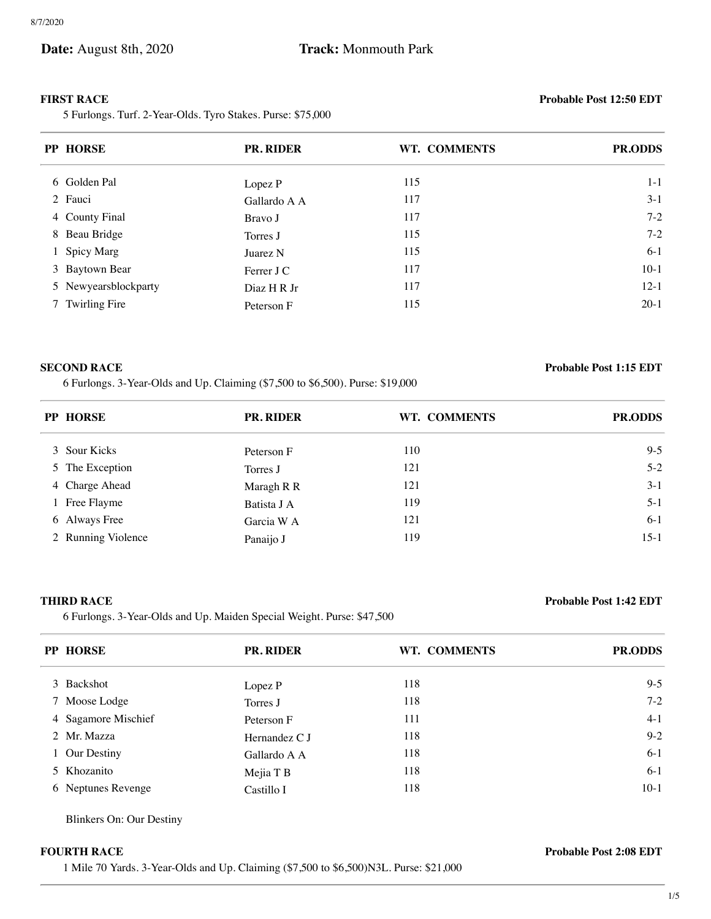**Date:** August 8th, 2020 **Track:** Monmouth Park

**FIRST RACE** **Probable Post 12:50 EDT**

5 Furlongs. Turf. 2-Year-Olds. Tyro Stakes. Purse: $75,000

| PP | HORSE | PR. RIDER | WT. | COMMENTS | PR.ODDS |
|---|---|---|---|---|---|
| 6 | Golden Pal | Lopez P | 115 | | 1-1 |
| 2 | Fauci | Gallardo A A | 117 | | 3-1 |
| 4 | County Final | Bravo J | 117 | | 7-2 |
| 8 | Beau Bridge | Torres J | 115 | | 7-2 |
| 1 | Spicy Marg | Juarez N | 115 | | 6-1 |
| 3 | Baytown Bear | Ferrer J C | 117 | | 10-1 |
| 5 | Newyearsblockparty | Diaz H R Jr | 117 | | 12-1 |
| 7 | Twirling Fire | Peterson F | 115 | | 20-1 |

**SECOND RACE** **Probable Post 1:15 EDT**

6 Furlongs. 3-Year-Olds and Up. Claiming ($7,500 to $6,500). Purse: $19,000

| PP | HORSE | PR. RIDER | WT. | COMMENTS | PR.ODDS |
|---|---|---|---|---|---|
| 3 | Sour Kicks | Peterson F | 110 | | 9-5 |
| 5 | The Exception | Torres J | 121 | | 5-2 |
| 4 | Charge Ahead | Maragh R R | 121 | | 3-1 |
| 1 | Free Flayme | Batista J A | 119 | | 5-1 |
| 6 | Always Free | Garcia W A | 121 | | 6-1 |
| 2 | Running Violence | Panaijo J | 119 | | 15-1 |

**THIRD RACE** **Probable Post 1:42 EDT**

6 Furlongs. 3-Year-Olds and Up. Maiden Special Weight. Purse: $47,500

| PP | HORSE | PR. RIDER | WT. | COMMENTS | PR.ODDS |
|---|---|---|---|---|---|
| 3 | Backshot | Lopez P | 118 | | 9-5 |
| 7 | Moose Lodge | Torres J | 118 | | 7-2 |
| 4 | Sagamore Mischief | Peterson F | 111 | | 4-1 |
| 2 | Mr. Mazza | Hernandez C J | 118 | | 9-2 |
| 1 | Our Destiny | Gallardo A A | 118 | | 6-1 |
| 5 | Khozanito | Mejia T B | 118 | | 6-1 |
| 6 | Neptunes Revenge | Castillo I | 118 | | 10-1 |

Blinkers On: Our Destiny

**FOURTH RACE** **Probable Post 2:08 EDT**

1 Mile 70 Yards. 3-Year-Olds and Up. Claiming ($7,500 to $6,500)N3L. Purse: $21,000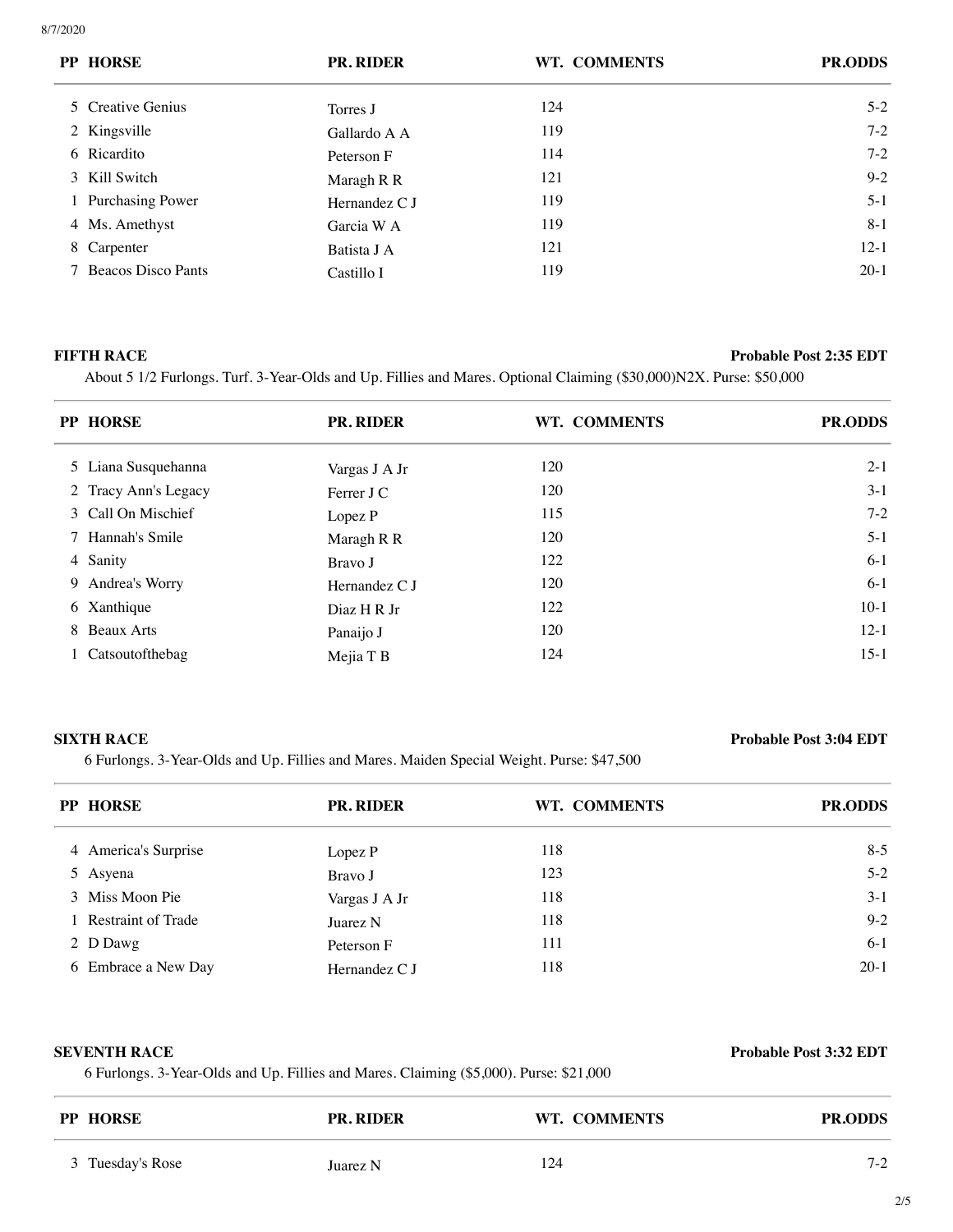| PP | HORSE | PR. RIDER | WT. | COMMENTS | PR.ODDS |
|---|---|---|---|---|---|
| 5 | Creative Genius | Torres J | 124 | | 5-2 |
| 2 | Kingsville | Gallardo A A | 119 | | 7-2 |
| 6 | Ricardito | Peterson F | 114 | | 7-2 |
| 3 | Kill Switch | Maragh R R | 121 | | 9-2 |
| 1 | Purchasing Power | Hernandez C J | 119 | | 5-1 |
| 4 | Ms. Amethyst | Garcia W A | 119 | | 8-1 |
| 8 | Carpenter | Batista J A | 121 | | 12-1 |
| 7 | Beacos Disco Pants | Castillo I | 119 | | 20-1 |

**FIFTH RACE** — **Probable Post 2:35 EDT**

About 5 1/2 Furlongs. Turf. 3-Year-Olds and Up. Fillies and Mares. Optional Claiming ($30,000)N2X. Purse: $50,000

| PP | HORSE | PR. RIDER | WT. | COMMENTS | PR.ODDS |
|---|---|---|---|---|---|
| 5 | Liana Susquehanna | Vargas J A Jr | 120 | | 2-1 |
| 2 | Tracy Ann's Legacy | Ferrer J C | 120 | | 3-1 |
| 3 | Call On Mischief | Lopez P | 115 | | 7-2 |
| 7 | Hannah's Smile | Maragh R R | 120 | | 5-1 |
| 4 | Sanity | Bravo J | 122 | | 6-1 |
| 9 | Andrea's Worry | Hernandez C J | 120 | | 6-1 |
| 6 | Xanthique | Diaz H R Jr | 122 | | 10-1 |
| 8 | Beaux Arts | Panaijo J | 120 | | 12-1 |
| 1 | Catsoutofthebag | Mejia T B | 124 | | 15-1 |

**SIXTH RACE** — **Probable Post 3:04 EDT**

6 Furlongs. 3-Year-Olds and Up. Fillies and Mares. Maiden Special Weight. Purse: $47,500

| PP | HORSE | PR. RIDER | WT. | COMMENTS | PR.ODDS |
|---|---|---|---|---|---|
| 4 | America's Surprise | Lopez P | 118 | | 8-5 |
| 5 | Asyena | Bravo J | 123 | | 5-2 |
| 3 | Miss Moon Pie | Vargas J A Jr | 118 | | 3-1 |
| 1 | Restraint of Trade | Juarez N | 118 | | 9-2 |
| 2 | D Dawg | Peterson F | 111 | | 6-1 |
| 6 | Embrace a New Day | Hernandez C J | 118 | | 20-1 |

**SEVENTH RACE** — **Probable Post 3:32 EDT**

6 Furlongs. 3-Year-Olds and Up. Fillies and Mares. Claiming ($5,000). Purse: $21,000

| PP | HORSE | PR. RIDER | WT. | COMMENTS | PR.ODDS |
|---|---|---|---|---|---|
| 3 | Tuesday's Rose | Juarez N | 124 | | 7-2 |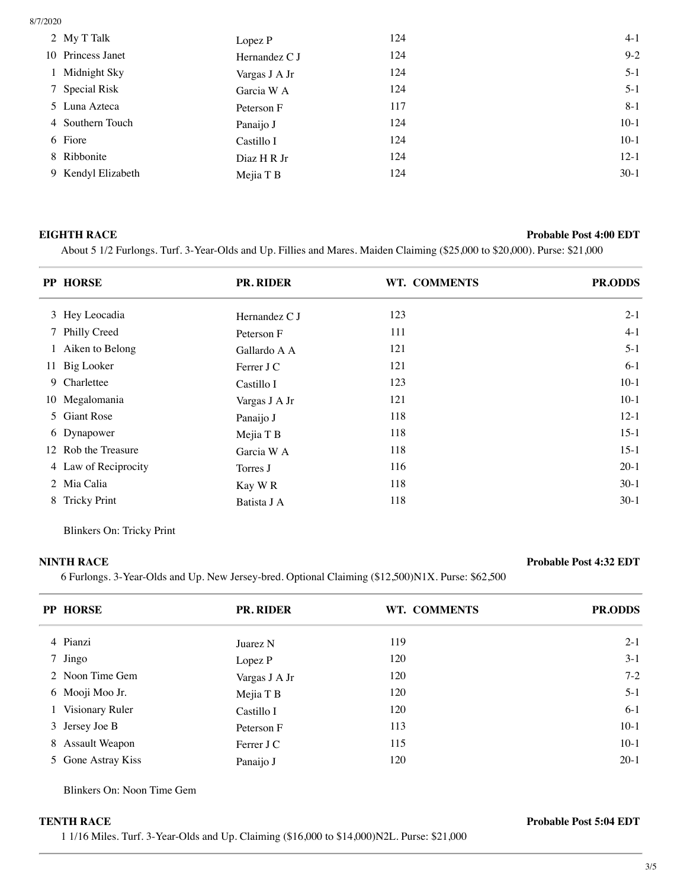| PP | HORSE | PR. RIDER | WT. | COMMENTS | PR.ODDS |
|---|---|---|---|---|---|
| 2 | My T Talk | Lopez P | 124 | | 4-1 |
| 10 | Princess Janet | Hernandez C J | 124 | | 9-2 |
| 1 | Midnight Sky | Vargas J A Jr | 124 | | 5-1 |
| 7 | Special Risk | Garcia W A | 124 | | 5-1 |
| 5 | Luna Azteca | Peterson F | 117 | | 8-1 |
| 4 | Southern Touch | Panaijo J | 124 | | 10-1 |
| 6 | Fiore | Castillo I | 124 | | 10-1 |
| 8 | Ribbonite | Diaz H R Jr | 124 | | 12-1 |
| 9 | Kendyl Elizabeth | Mejia T B | 124 | | 30-1 |

**EIGHTH RACE** — **Probable Post 4:00 EDT**

About 5 1/2 Furlongs. Turf. 3-Year-Olds and Up. Fillies and Mares. Maiden Claiming ($25,000 to $20,000). Purse: $21,000

| PP | HORSE | PR. RIDER | WT. | COMMENTS | PR.ODDS |
|---|---|---|---|---|---|
| 3 | Hey Leocadia | Hernandez C J | 123 | | 2-1 |
| 7 | Philly Creed | Peterson F | 111 | | 4-1 |
| 1 | Aiken to Belong | Gallardo A A | 121 | | 5-1 |
| 11 | Big Looker | Ferrer J C | 121 | | 6-1 |
| 9 | Charlettee | Castillo I | 123 | | 10-1 |
| 10 | Megalomania | Vargas J A Jr | 121 | | 10-1 |
| 5 | Giant Rose | Panaijo J | 118 | | 12-1 |
| 6 | Dynapower | Mejia T B | 118 | | 15-1 |
| 12 | Rob the Treasure | Garcia W A | 118 | | 15-1 |
| 4 | Law of Reciprocity | Torres J | 116 | | 20-1 |
| 2 | Mia Calia | Kay W R | 118 | | 30-1 |
| 8 | Tricky Print | Batista J A | 118 | | 30-1 |

Blinkers On: Tricky Print

**NINTH RACE** — **Probable Post 4:32 EDT**

6 Furlongs. 3-Year-Olds and Up. New Jersey-bred. Optional Claiming ($12,500)N1X. Purse: $62,500

| PP | HORSE | PR. RIDER | WT. | COMMENTS | PR.ODDS |
|---|---|---|---|---|---|
| 4 | Pianzi | Juarez N | 119 | | 2-1 |
| 7 | Jingo | Lopez P | 120 | | 3-1 |
| 2 | Noon Time Gem | Vargas J A Jr | 120 | | 7-2 |
| 6 | Mooji Moo Jr. | Mejia T B | 120 | | 5-1 |
| 1 | Visionary Ruler | Castillo I | 120 | | 6-1 |
| 3 | Jersey Joe B | Peterson F | 113 | | 10-1 |
| 8 | Assault Weapon | Ferrer J C | 115 | | 10-1 |
| 5 | Gone Astray Kiss | Panaijo J | 120 | | 20-1 |

Blinkers On: Noon Time Gem

**TENTH RACE** — **Probable Post 5:04 EDT**

1 1/16 Miles. Turf. 3-Year-Olds and Up. Claiming ($16,000 to $14,000)N2L. Purse: $21,000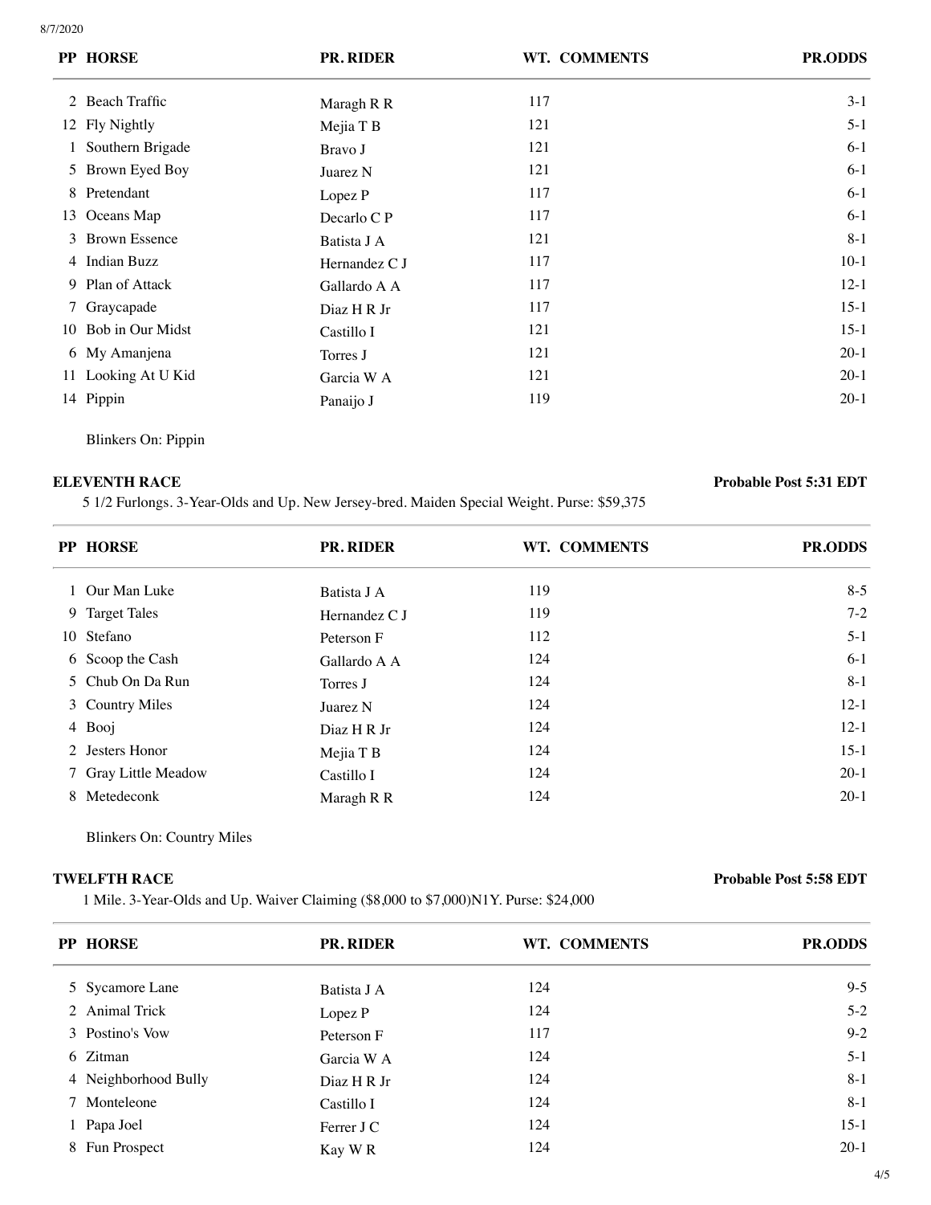| PP | HORSE | PR. RIDER | WT. | COMMENTS | PR.ODDS |
|---|---|---|---|---|---|
| 2 | Beach Traffic | Maragh R R | 117 | | 3-1 |
| 12 | Fly Nightly | Mejia T B | 121 | | 5-1 |
| 1 | Southern Brigade | Bravo J | 121 | | 6-1 |
| 5 | Brown Eyed Boy | Juarez N | 121 | | 6-1 |
| 8 | Pretendant | Lopez P | 117 | | 6-1 |
| 13 | Oceans Map | Decarlo C P | 117 | | 6-1 |
| 3 | Brown Essence | Batista J A | 121 | | 8-1 |
| 4 | Indian Buzz | Hernandez C J | 117 | | 10-1 |
| 9 | Plan of Attack | Gallardo A A | 117 | | 12-1 |
| 7 | Graycapade | Diaz H R Jr | 117 | | 15-1 |
| 10 | Bob in Our Midst | Castillo I | 121 | | 15-1 |
| 6 | My Amanjena | Torres J | 121 | | 20-1 |
| 11 | Looking At U Kid | Garcia W A | 121 | | 20-1 |
| 14 | Pippin | Panaijo J | 119 | | 20-1 |

Blinkers On: Pippin

**ELEVENTH RACE** **Probable Post 5:31 EDT**

5 1/2 Furlongs. 3-Year-Olds and Up. New Jersey-bred. Maiden Special Weight. Purse: $59,375

| PP | HORSE | PR. RIDER | WT. | COMMENTS | PR.ODDS |
|---|---|---|---|---|---|
| 1 | Our Man Luke | Batista J A | 119 | | 8-5 |
| 9 | Target Tales | Hernandez C J | 119 | | 7-2 |
| 10 | Stefano | Peterson F | 112 | | 5-1 |
| 6 | Scoop the Cash | Gallardo A A | 124 | | 6-1 |
| 5 | Chub On Da Run | Torres J | 124 | | 8-1 |
| 3 | Country Miles | Juarez N | 124 | | 12-1 |
| 4 | Booj | Diaz H R Jr | 124 | | 12-1 |
| 2 | Jesters Honor | Mejia T B | 124 | | 15-1 |
| 7 | Gray Little Meadow | Castillo I | 124 | | 20-1 |
| 8 | Metedeconk | Maragh R R | 124 | | 20-1 |

Blinkers On: Country Miles

**TWELFTH RACE** **Probable Post 5:58 EDT**

1 Mile. 3-Year-Olds and Up. Waiver Claiming ($8,000 to $7,000)N1Y. Purse: $24,000

| PP | HORSE | PR. RIDER | WT. | COMMENTS | PR.ODDS |
|---|---|---|---|---|---|
| 5 | Sycamore Lane | Batista J A | 124 | | 9-5 |
| 2 | Animal Trick | Lopez P | 124 | | 5-2 |
| 3 | Postino's Vow | Peterson F | 117 | | 9-2 |
| 6 | Zitman | Garcia W A | 124 | | 5-1 |
| 4 | Neighborhood Bully | Diaz H R Jr | 124 | | 8-1 |
| 7 | Monteleone | Castillo I | 124 | | 8-1 |
| 1 | Papa Joel | Ferrer J C | 124 | | 15-1 |
| 8 | Fun Prospect | Kay W R | 124 | | 20-1 |